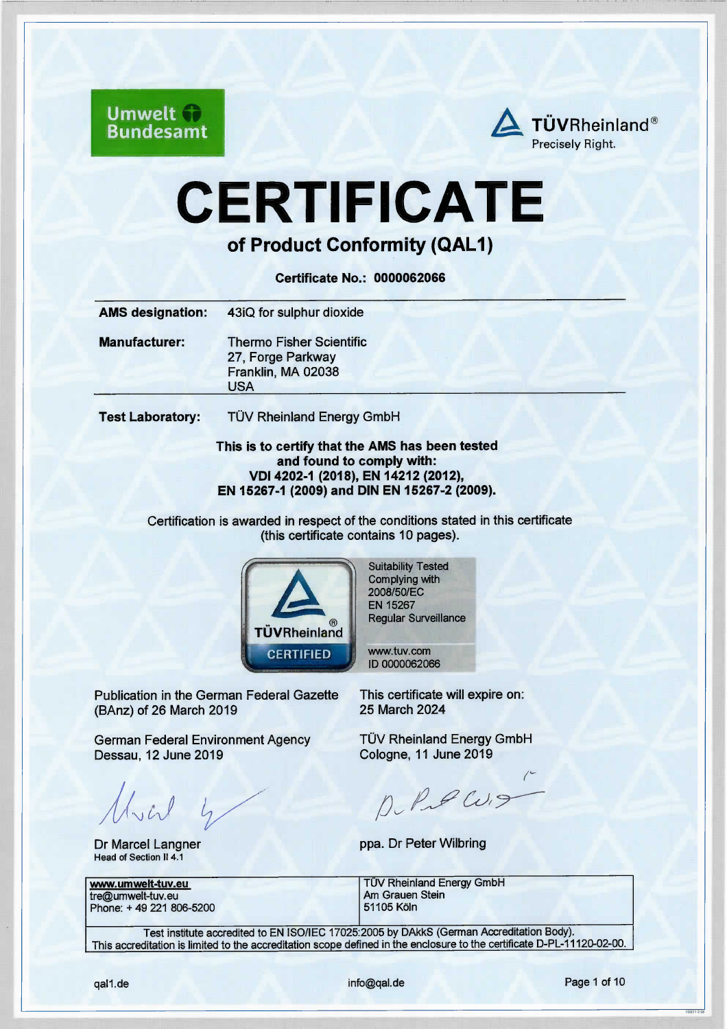Umwelt Bundesamt

TÜVRheinland® Precisely Right.

# CERTIFICATE

## of Product Conformity (QAL1)

**Certificate No.: 0000062066**

| | |
|---|---|
| **AMS designation:** | 43iQ for sulphur dioxide |
| **Manufacturer:** | Thermo Fisher Scientific<br>27, Forge Parkway<br>Franklin, MA 02038<br>USA |
| **Test Laboratory:** | TÜV Rheinland Energy GmbH |

**This is to certify that the AMS has been tested and found to comply with: VDI 4202-1 (2018), EN 14212 (2012), EN 15267-1 (2009) and DIN EN 15267-2 (2009).**

Certification is awarded in respect of the conditions stated in this certificate (this certificate contains 10 pages).

TÜVRheinland® CERTIFIED

Suitability Tested
Complying with
2008/50/EC
EN 15267
Regular Surveillance

www.tuv.com
ID 0000062066

Publication in the German Federal Gazette (BAnz) of 26 March 2019

This certificate will expire on:
25 March 2024

German Federal Environment Agency
Dessau, 12 June 2019

Dr Marcel Langner
Head of Section II 4.1

TÜV Rheinland Energy GmbH
Cologne, 11 June 2019

ppa. Dr Peter Wilbring

| | |
|---|---|
| **www.umwelt-tuv.eu**<br>tre@umwelt-tuv.eu<br>Phone: + 49 221 806-5200 | TÜV Rheinland Energy GmbH<br>Am Grauen Stein<br>51105 Köln |

Test institute accredited to EN ISO/IEC 17025:2005 by DAkkS (German Accreditation Body).
This accreditation is limited to the accreditation scope defined in the enclosure to the certificate D-PL-11120-02-00.

qal1.de info@qal.de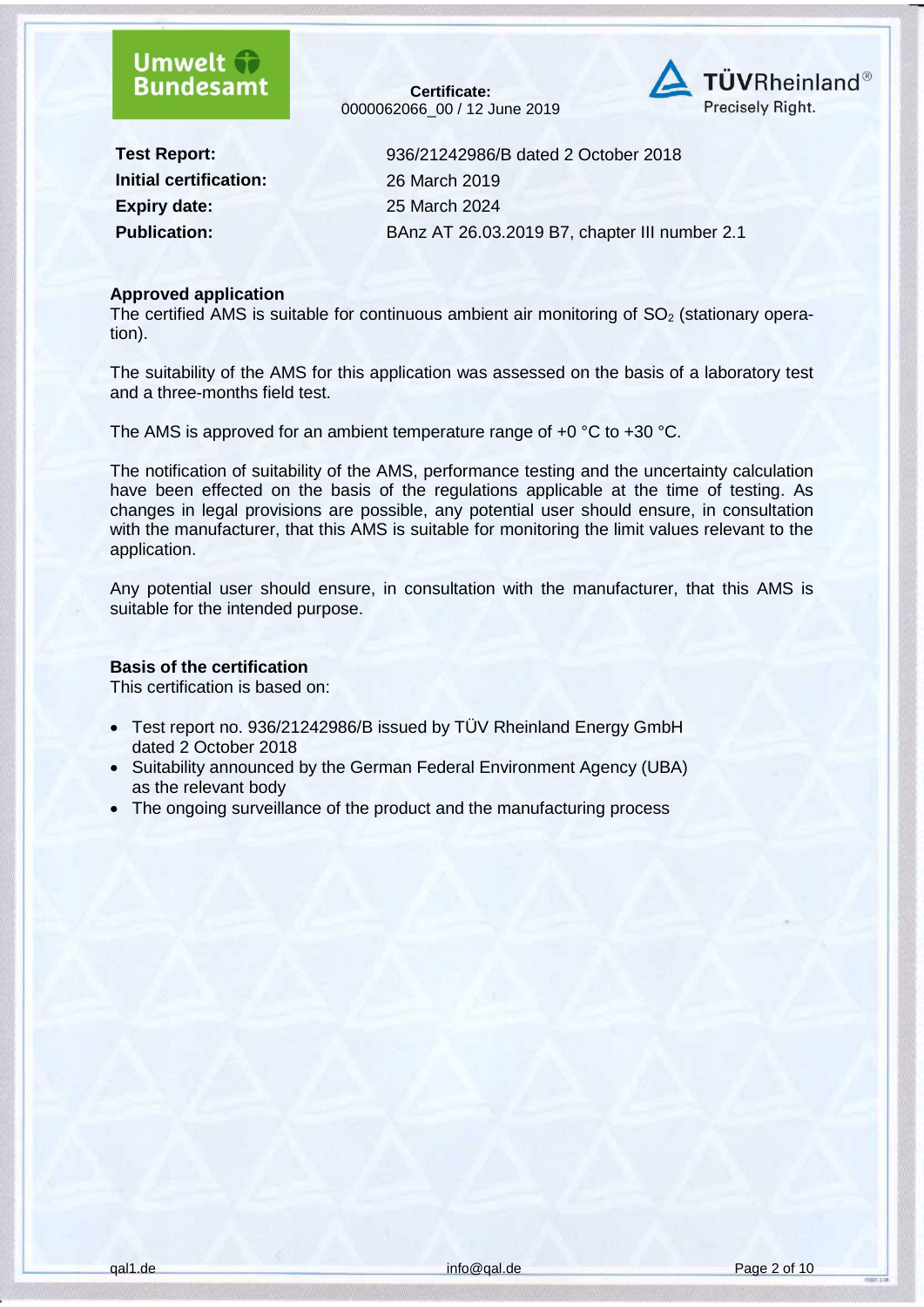Umwelt Bundesamt

**Certificate:**
0000062066_00 / 12 June 2019

TÜVRheinland®
Precisely Right.

| | |
|---|---|
| **Test Report:** | 936/21242986/B dated 2 October 2018 |
| **Initial certification:** | 26 March 2019 |
| **Expiry date:** | 25 March 2024 |
| **Publication:** | BAnz AT 26.03.2019 B7, chapter III number 2.1 |

**Approved application**

The certified AMS is suitable for continuous ambient air monitoring of $SO_2$ (stationary operation).

The suitability of the AMS for this application was assessed on the basis of a laboratory test and a three-months field test.

The AMS is approved for an ambient temperature range of +0 °C to +30 °C.

The notification of suitability of the AMS, performance testing and the uncertainty calculation have been effected on the basis of the regulations applicable at the time of testing. As changes in legal provisions are possible, any potential user should ensure, in consultation with the manufacturer, that this AMS is suitable for monitoring the limit values relevant to the application.

Any potential user should ensure, in consultation with the manufacturer, that this AMS is suitable for the intended purpose.

**Basis of the certification**

This certification is based on:

- Test report no. 936/21242986/B issued by TÜV Rheinland Energy GmbH dated 2 October 2018
- Suitability announced by the German Federal Environment Agency (UBA) as the relevant body
- The ongoing surveillance of the product and the manufacturing process

qal1.de info@qal.de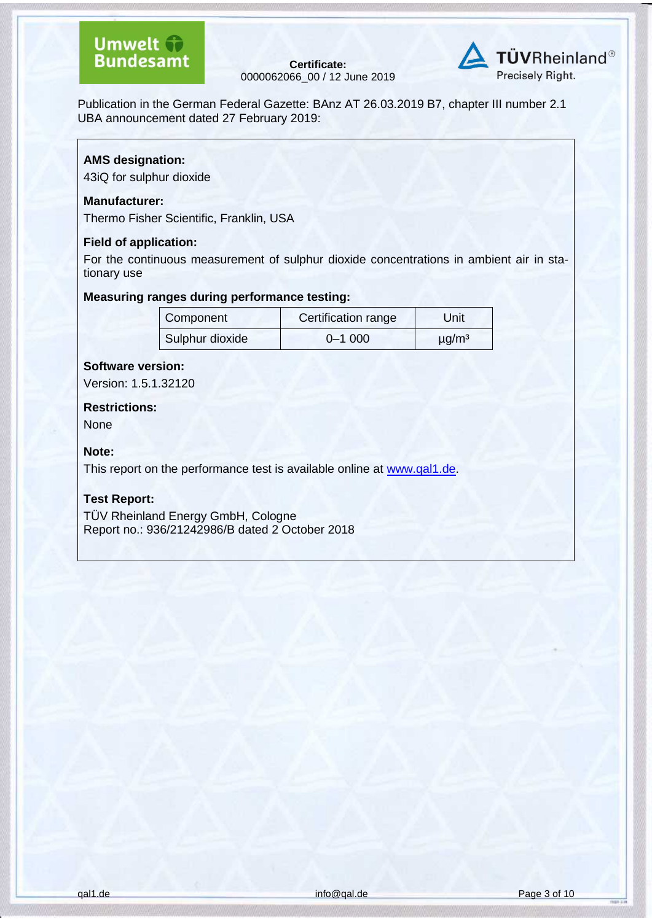**Certificate:**
0000062066_00 / 12 June 2019

Publication in the German Federal Gazette: BAnz AT 26.03.2019 B7, chapter III number 2.1
UBA announcement dated 27 February 2019:

**AMS designation:**

43iQ for sulphur dioxide

**Manufacturer:**

Thermo Fisher Scientific, Franklin, USA

**Field of application:**

For the continuous measurement of sulphur dioxide concentrations in ambient air in stationary use

**Measuring ranges during performance testing:**

| Component | Certification range | Unit |
|---|---|---|
| Sulphur dioxide | 0–1 000 | µg/m³ |

**Software version:**

Version: 1.5.1.32120

**Restrictions:**

None

**Note:**

This report on the performance test is available online at www.qal1.de.

**Test Report:**

TÜV Rheinland Energy GmbH, Cologne
Report no.: 936/21242986/B dated 2 October 2018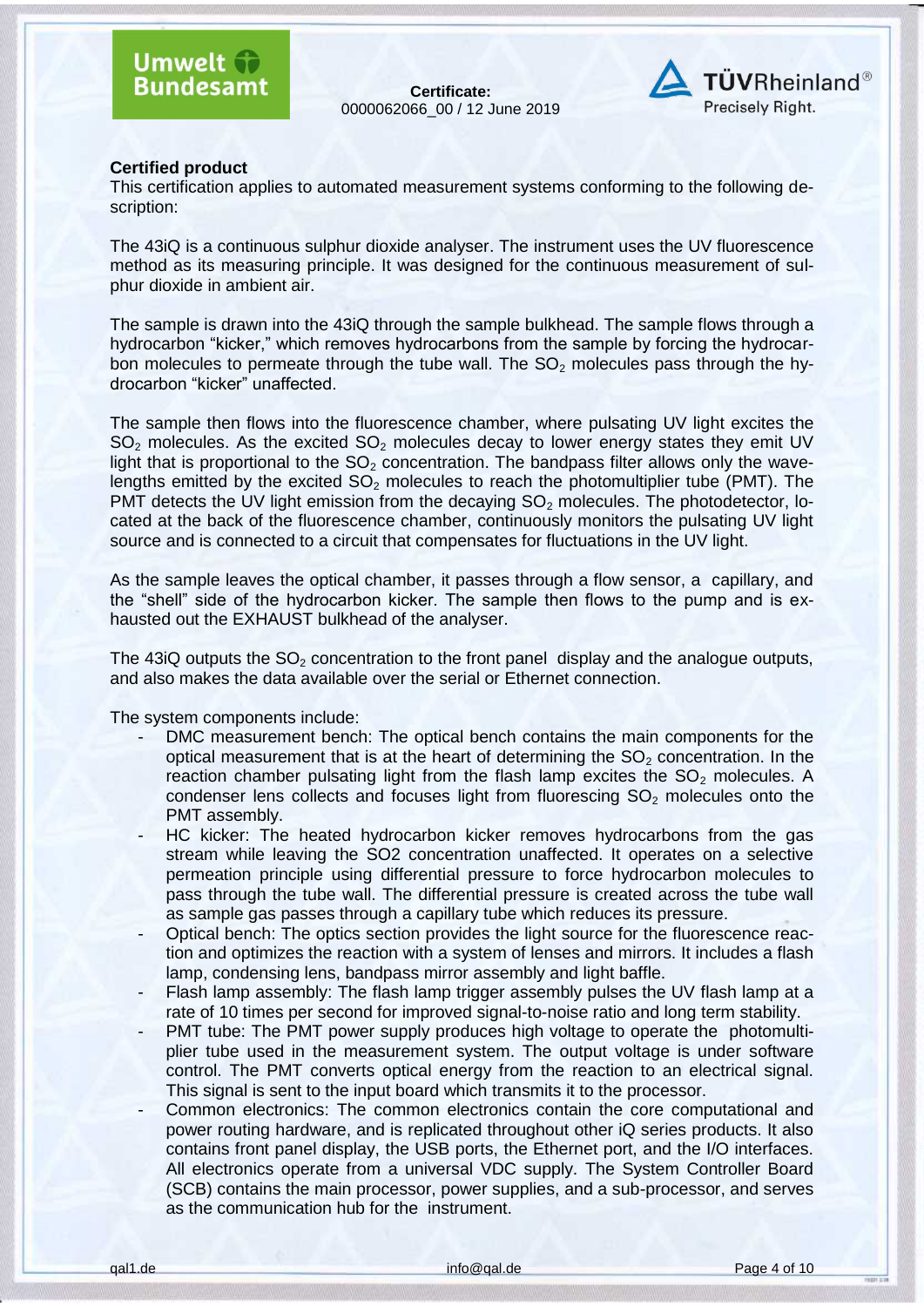## Certified product

This certification applies to automated measurement systems conforming to the following description:

The 43iQ is a continuous sulphur dioxide analyser. The instrument uses the UV fluorescence method as its measuring principle. It was designed for the continuous measurement of sulphur dioxide in ambient air.

The sample is drawn into the 43iQ through the sample bulkhead. The sample flows through a hydrocarbon "kicker," which removes hydrocarbons from the sample by forcing the hydrocarbon molecules to permeate through the tube wall. The $SO_2$ molecules pass through the hydrocarbon "kicker" unaffected.

The sample then flows into the fluorescence chamber, where pulsating UV light excites the $SO_2$ molecules. As the excited $SO_2$ molecules decay to lower energy states they emit UV light that is proportional to the $SO_2$ concentration. The bandpass filter allows only the wavelengths emitted by the excited $SO_2$ molecules to reach the photomultiplier tube (PMT). The PMT detects the UV light emission from the decaying $SO_2$ molecules. The photodetector, located at the back of the fluorescence chamber, continuously monitors the pulsating UV light source and is connected to a circuit that compensates for fluctuations in the UV light.

As the sample leaves the optical chamber, it passes through a flow sensor, a capillary, and the "shell" side of the hydrocarbon kicker. The sample then flows to the pump and is exhausted out the EXHAUST bulkhead of the analyser.

The 43iQ outputs the $SO_2$ concentration to the front panel display and the analogue outputs, and also makes the data available over the serial or Ethernet connection.

The system components include:

- DMC measurement bench: The optical bench contains the main components for the optical measurement that is at the heart of determining the $SO_2$ concentration. In the reaction chamber pulsating light from the flash lamp excites the $SO_2$ molecules. A condenser lens collects and focuses light from fluorescing $SO_2$ molecules onto the PMT assembly.
- HC kicker: The heated hydrocarbon kicker removes hydrocarbons from the gas stream while leaving the SO2 concentration unaffected. It operates on a selective permeation principle using differential pressure to force hydrocarbon molecules to pass through the tube wall. The differential pressure is created across the tube wall as sample gas passes through a capillary tube which reduces its pressure.
- Optical bench: The optics section provides the light source for the fluorescence reaction and optimizes the reaction with a system of lenses and mirrors. It includes a flash lamp, condensing lens, bandpass mirror assembly and light baffle.
- Flash lamp assembly: The flash lamp trigger assembly pulses the UV flash lamp at a rate of 10 times per second for improved signal-to-noise ratio and long term stability.
- PMT tube: The PMT power supply produces high voltage to operate the photomultiplier tube used in the measurement system. The output voltage is under software control. The PMT converts optical energy from the reaction to an electrical signal. This signal is sent to the input board which transmits it to the processor.
- Common electronics: The common electronics contain the core computational and power routing hardware, and is replicated throughout other iQ series products. It also contains front panel display, the USB ports, the Ethernet port, and the I/O interfaces. All electronics operate from a universal VDC supply. The System Controller Board (SCB) contains the main processor, power supplies, and a sub-processor, and serves as the communication hub for the instrument.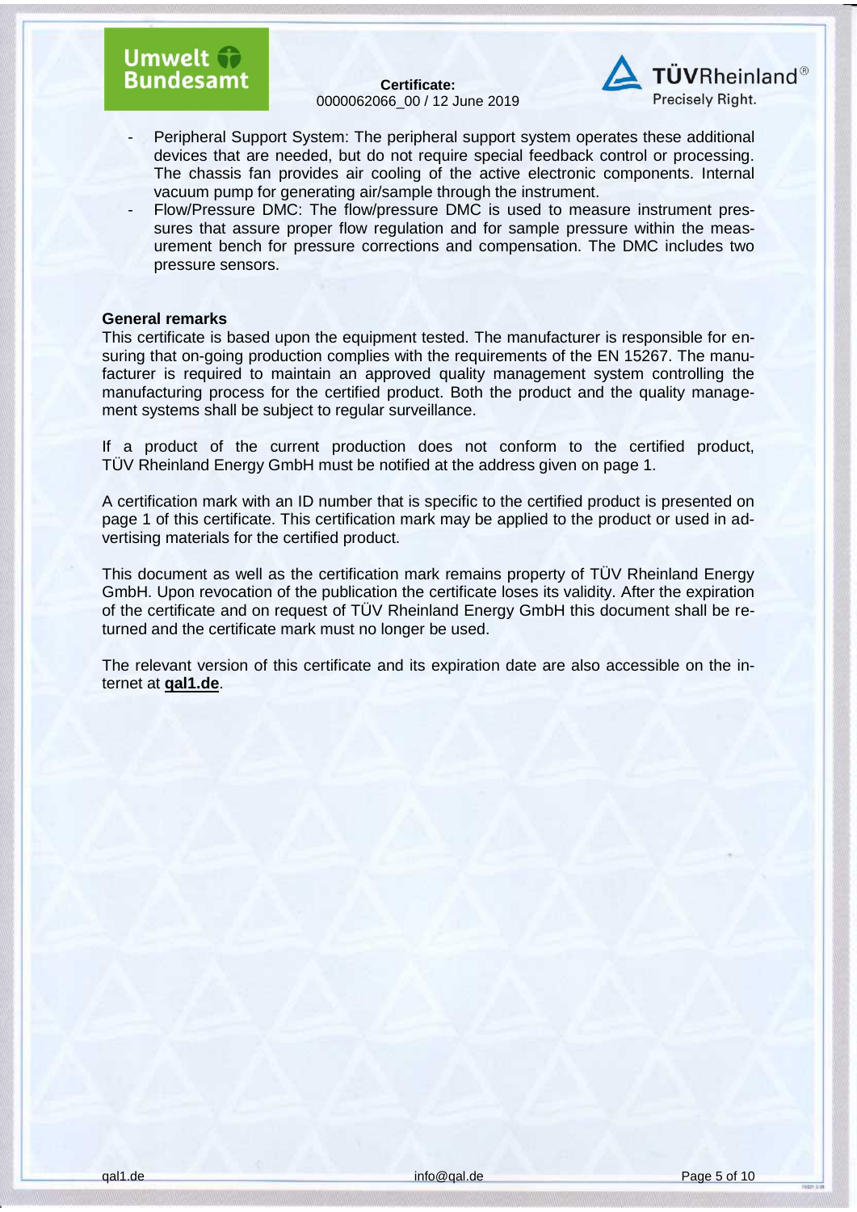- Peripheral Support System: The peripheral support system operates these additional devices that are needed, but do not require special feedback control or processing. The chassis fan provides air cooling of the active electronic components. Internal vacuum pump for generating air/sample through the instrument.
- Flow/Pressure DMC: The flow/pressure DMC is used to measure instrument pressures that assure proper flow regulation and for sample pressure within the measurement bench for pressure corrections and compensation. The DMC includes two pressure sensors.

**General remarks**

This certificate is based upon the equipment tested. The manufacturer is responsible for ensuring that on-going production complies with the requirements of the EN 15267. The manufacturer is required to maintain an approved quality management system controlling the manufacturing process for the certified product. Both the product and the quality management systems shall be subject to regular surveillance.

If a product of the current production does not conform to the certified product, TÜV Rheinland Energy GmbH must be notified at the address given on page 1.

A certification mark with an ID number that is specific to the certified product is presented on page 1 of this certificate. This certification mark may be applied to the product or used in advertising materials for the certified product.

This document as well as the certification mark remains property of TÜV Rheinland Energy GmbH. Upon revocation of the publication the certificate loses its validity. After the expiration of the certificate and on request of TÜV Rheinland Energy GmbH this document shall be returned and the certificate mark must no longer be used.

The relevant version of this certificate and its expiration date are also accessible on the internet at **qal1.de**.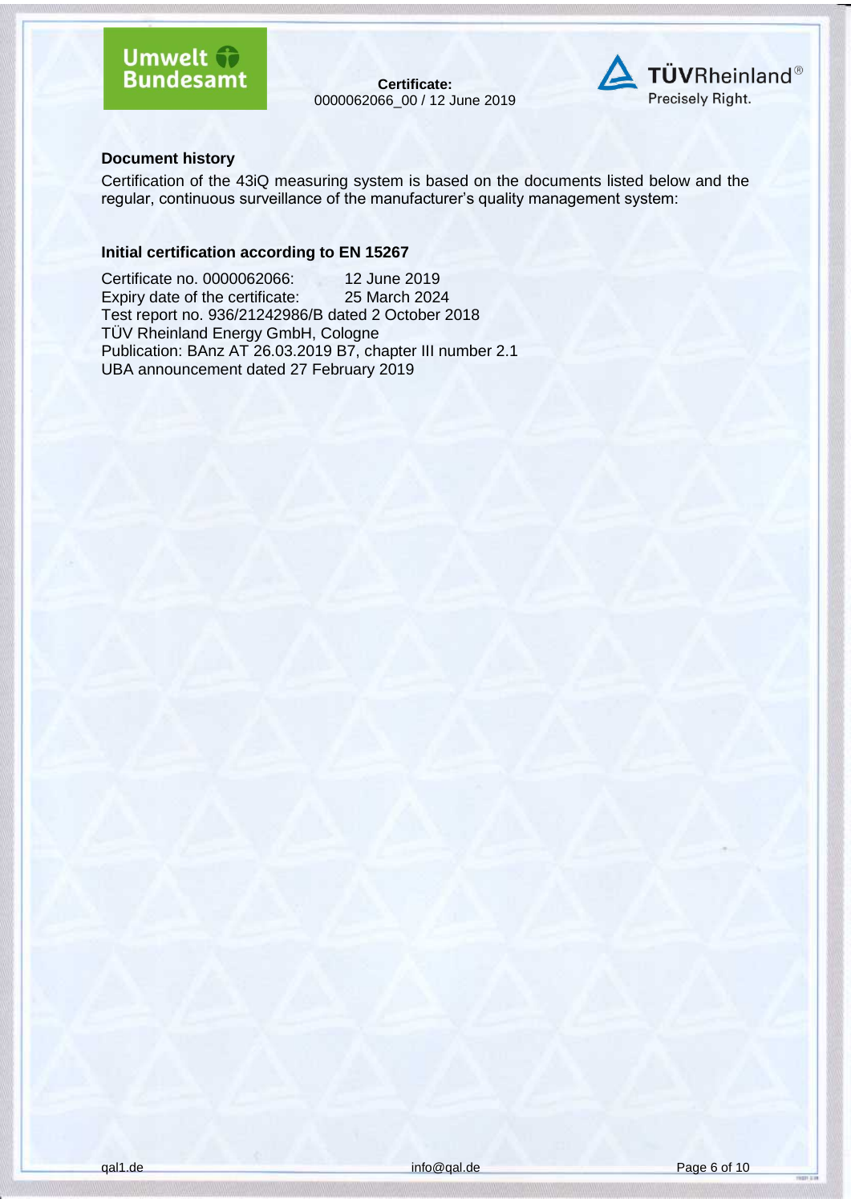## Document history

Certification of the 43iQ measuring system is based on the documents listed below and the regular, continuous surveillance of the manufacturer's quality management system:

### Initial certification according to EN 15267

Certificate no. 0000062066: 12 June 2019
Expiry date of the certificate: 25 March 2024
Test report no. 936/21242986/B dated 2 October 2018
TÜV Rheinland Energy GmbH, Cologne
Publication: BAnz AT 26.03.2019 B7, chapter III number 2.1
UBA announcement dated 27 February 2019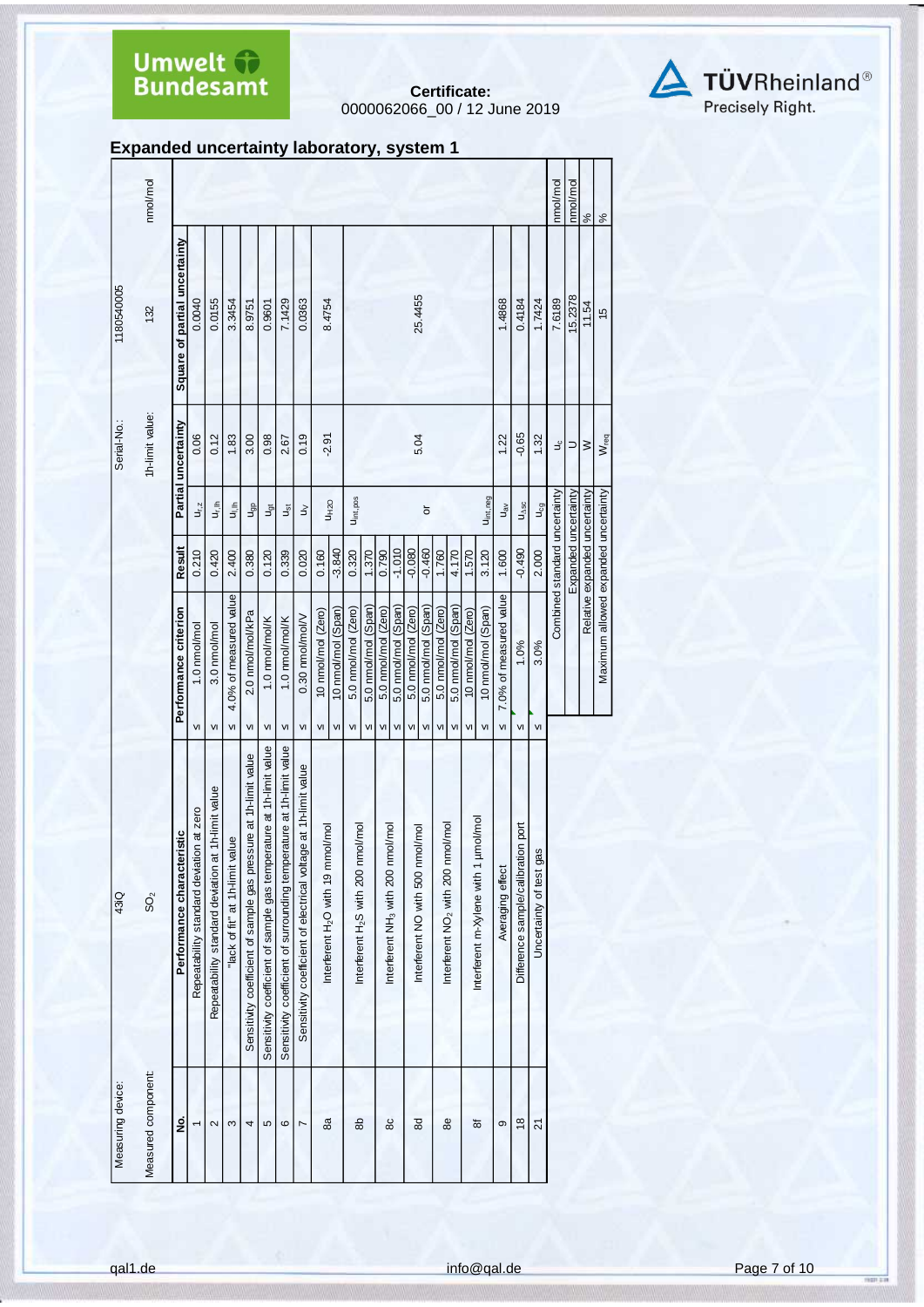**Certificate:**
0000062066_00 / 12 June 2019

## Expanded uncertainty laboratory, system 1

| Measuring device: | 43Q | | | Serial-No.: | 1180540005 | |
|---|---|---|---|---|---|---|
| Measured component: | $SO_2$ | | | 1h-limit value: | 132 | nmol/mol |

| No. | Performance characteristic | Performance criterion | Result | Partial uncertainty | | Square of partial uncertainty |
|---|---|---|---|---|---|---|
| 1 | Repeatability standard deviation at zero | ≤ 1.0 nmol/mol | 0.210 | $u_{r,z}$ | 0.06 | 0.0040 |
| 2 | Repeatability standard deviation at 1h-limit value | ≤ 3.0 nmol/mol | 0.420 | $u_{r,lh}$ | 0.12 | 0.0155 |
| 3 | "lack of fit" at 1h-limit value | ≤ 4.0% of measured value | 2.400 | $u_{l,lh}$ | 1.83 | 3.3454 |
| 4 | Sensitivity coefficient of sample gas pressure at 1h-limit value | ≤ 2.0 nmol/mol/kPa | 0.380 | $u_{gp}$ | 3.00 | 8.9751 |
| 5 | Sensitivity coefficient of sample gas temperature at 1h-limit value | ≤ 1.0 nmol/mol/K | 0.120 | $u_{gt}$ | 0.98 | 0.9601 |
| 6 | Sensitivity coefficient of surrounding temperature at 1h-limit value | ≤ 1.0 nmol/mol/K | 0.339 | $u_{st}$ | 2.67 | 7.1429 |
| 7 | Sensitivity coefficient of electrical voltage at 1h-limit value | ≤ 0.30 nmol/mol/V | 0.020 | $u_V$ | 0.19 | 0.0363 |
| 8a | Interferent $H_2O$ with 19 mmol/mol | ≤ 10 nmol/mol (Zero) | 0.160 | $u_{H2O}$ | -2.91 | 8.4754 |
| | | ≤ 10 nmol/mol (Span) | -3.840 | | | |
| 8b | Interferent $H_2S$ with 200 nmol/mol | ≤ 5.0 nmol/mol (Zero) | 0.320 | $u_{int,pos}$ | | |
| | | ≤ 5.0 nmol/mol (Span) | 1.370 | | | |
| 8c | Interferent $NH_3$ with 200 nmol/mol | ≤ 5.0 nmol/mol (Zero) | 0.790 | | | |
| | | ≤ 5.0 nmol/mol (Span) | -1.010 | | | |
| 8d | Interferent NO with 500 nmol/mol | ≤ 5.0 nmol/mol (Zero) | -0.080 | or | 5.04 | 25.4455 |
| | | ≤ 5.0 nmol/mol (Span) | -0.460 | | | |
| 8e | Interferent $NO_2$ with 200 nmol/mol | ≤ 5.0 nmol/mol (Zero) | 1.760 | | | |
| | | ≤ 5.0 nmol/mol (Span) | 4.170 | | | |
| 8f | Interferent m-Xylene with 1 µmol/mol | ≤ 10 nmol/mol (Zero) | 1.570 | $u_{int,neg}$ | | |
| | | ≤ 10 nmol/mol (Span) | 3.120 | | | |
| 9 | Averaging effect | ≤ 7.0% of measured value | 1.600 | $u_{av}$ | 1.22 | 1.4868 |
| 18 | Difference sample/calibration port | ≤ 1.0% | -0.490 | $u_{\Delta sc}$ | -0.65 | 0.4184 |
| 21 | Uncertainty of test gas | ≤ 3.0% | 2.000 | $u_{cg}$ | 1.32 | 1.7424 |

| | | | |
|---|---|---|---|
| Combined standard uncertainty | $u_c$ | 7.6189 | nmol/mol |
| Expanded uncertainty | U | 15.2378 | nmol/mol |
| Relative expanded uncertainty | W | 11.54 | % |
| Maximum allowed expanded uncertainty | $W_{req}$ | 15 | % |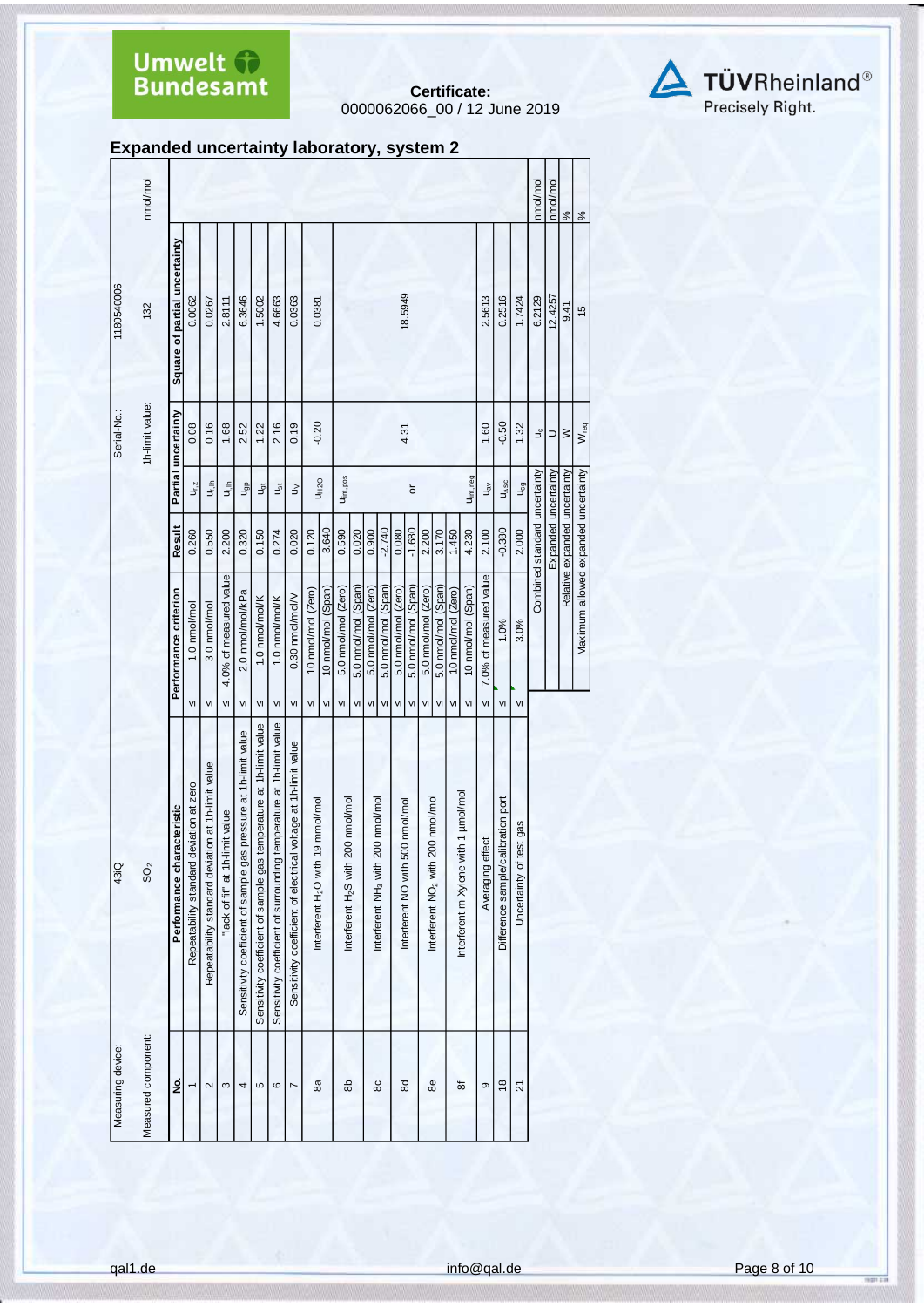## Expanded uncertainty laboratory, system 2

| Measuring device: | 43iQ | Serial-No.: | 1180540006 | |
|---|---|---|---|---|
| Measured component: | $SO_2$ | 1h-limit value: | 132 | nmol/mol |

| No. | Performance characteristic | Performance criterion | | Result | Partial uncertainty | | Square of partial uncertainty |
|---|---|---|---|---|---|---|---|
| 1 | Repeatability standard deviation at zero | ≤ | 1.0 nmol/mol | 0.260 | $u_{r,z}$ | 0.08 | 0.0062 |
| 2 | Repeatability standard deviation at 1h-limit value | ≤ | 3.0 nmol/mol | 0.550 | $u_{r,lh}$ | 0.16 | 0.0267 |
| 3 | "lack of fit" at 1h-limit value | ≤ | 4.0% of measured value | 2.200 | $u_{l,lh}$ | 1.68 | 2.8111 |
| 4 | Sensitivity coefficient of sample gas pressure at 1h-limit value | ≤ | 2.0 nmol/mol/kPa | 0.320 | $u_{gp}$ | 2.52 | 6.3646 |
| 5 | Sensitivity coefficient of sample gas temperature at 1h-limit value | ≤ | 1.0 nmol/mol/K | 0.150 | $u_{gt}$ | 1.22 | 1.5002 |
| 6 | Sensitivity coefficient of surrounding temperature at 1h-limit value | ≤ | 1.0 nmol/mol/K | 0.274 | $u_{st}$ | 2.16 | 4.6663 |
| 7 | Sensitivity coefficient of electrical voltage at 1h-limit value | ≤ | 0.30 nmol/mol/V | 0.020 | $u_V$ | 0.19 | 0.0363 |
| 8a | Interferent $H_2O$ with 19 mmol/mol | ≤ | 10 nmol/mol (Zero) | 0.120 | $u_{H2O}$ | -0.20 | 0.0381 |
| | | ≤ | 10 nmol/mol (Span) | -3.640 | | | |
| 8b | Interferent $H_2S$ with 200 nmol/mol | ≤ | 5.0 nmol/mol (Zero) | 0.590 | $u_{int,pos}$ | | |
| | | ≤ | 5.0 nmol/mol (Span) | 0.020 | | | |
| 8c | Interferent $NH_3$ with 200 nmol/mol | ≤ | 5.0 nmol/mol (Zero) | 0.900 | | | |
| | | ≤ | 5.0 nmol/mol (Span) | -2.740 | | | |
| 8d | Interferent NO with 500 nmol/mol | ≤ | 5.0 nmol/mol (Zero) | 0.080 | or | 4.31 | 18.5949 |
| | | ≤ | 5.0 nmol/mol (Span) | -1.680 | | | |
| 8e | Interferent $NO_2$ with 200 nmol/mol | ≤ | 5.0 nmol/mol (Zero) | 2.200 | | | |
| | | ≤ | 5.0 nmol/mol (Span) | 3.170 | | | |
| 8f | Interferent m-Xylene with 1 µmol/mol | ≤ | 10 nmol/mol (Zero) | 1.450 | $u_{int,neg}$ | | |
| | | ≤ | 10 nmol/mol (Span) | 4.230 | | | |
| 9 | Averaging effect | ≤ | 7.0% of measured value | 2.100 | $u_{av}$ | 1.60 | 2.5613 |
| 18 | Difference sample/calibration port | ≤ | 1.0% | -0.380 | $u_{\Delta sc}$ | -0.50 | 0.2516 |
| 21 | Uncertainty of test gas | ≤ | 3.0% | 2.000 | $u_{cg}$ | 1.32 | 1.7424 |
| | | | Combined standard uncertainty | | $u_c$ | | 6.2129 nmol/mol |
| | | | Expanded uncertainty | | U | | 12.4257 nmol/mol |
| | | | Relative expanded uncertainty | | W | | 9.41 % |
| | | | Maximum allowed expanded uncertainty | | $W_{req}$ | | 15 % |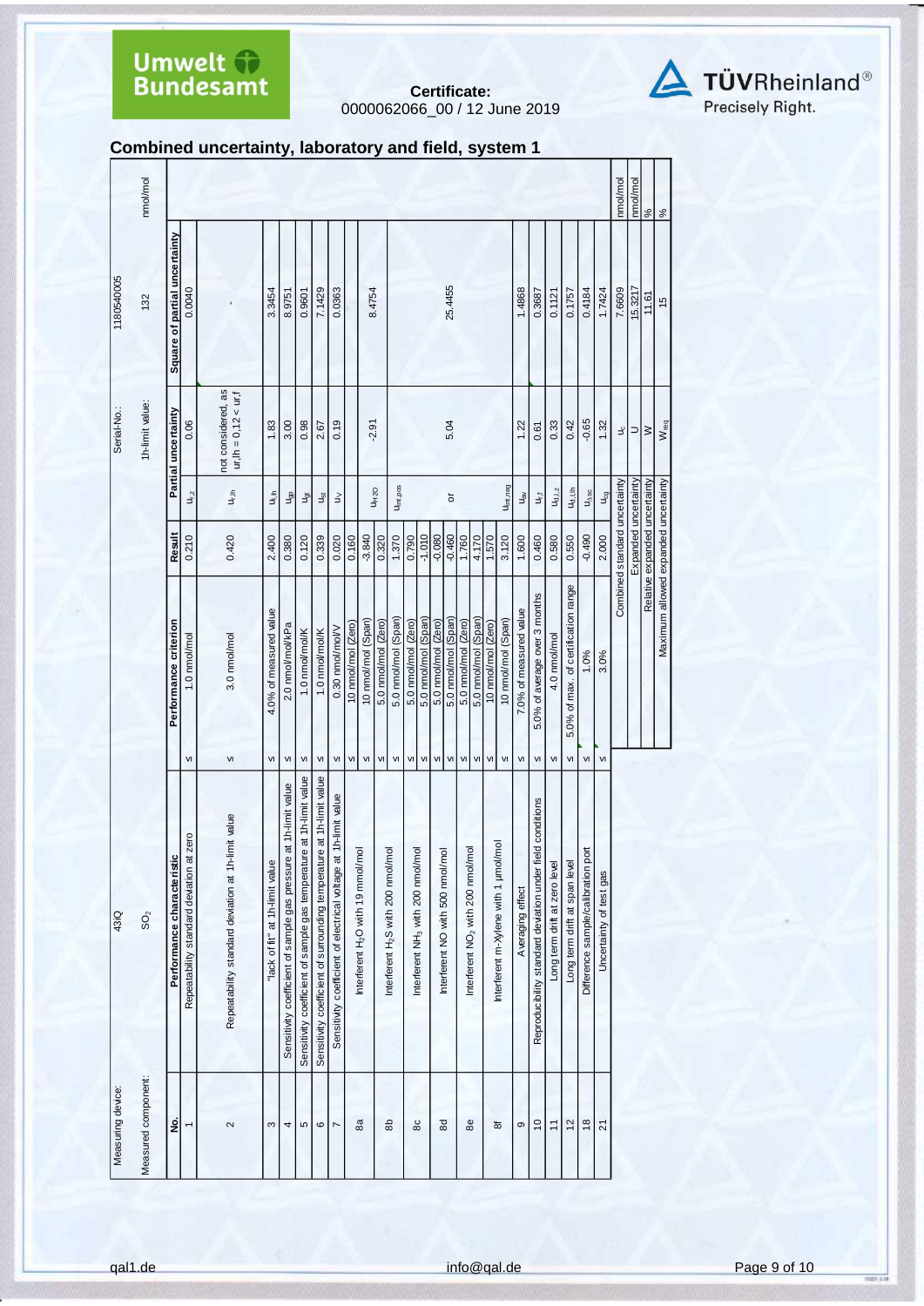**Certificate:**
0000062066_00 / 12 June 2019

## Combined uncertainty, laboratory and field, system 1

| Measuring device: | 43iQ | | Serial-No.: | 1180540005 | |
|---|---|---|---|---|---|
| Measured component: | $SO_2$ | | 1h-limit value: | 132 | nmol/mol |

| No. | Performance characteristic | | Performance criterion | Result | Partial uncertainty | | Square of partial uncertainty |
|---|---|---|---|---|---|---|---|
| 1 | Repeatability standard deviation at zero | ≤ | 1.0 nmol/mol | 0.210 | $u_{r,z}$ | 0.06 | 0.0040 |
| 2 | Repeatability standard deviation at 1h-limit value | ≤ | 3.0 nmol/mol | 0.420 | $u_{r,lh}$ | not considered, as $u_{r,lh} = 0.12 < u_{r,f}$ | - |
| 3 | "lack of fit" at 1h-limit value | ≤ | 4.0% of measured value | 2.400 | $u_{l,lh}$ | 1.83 | 3.3454 |
| 4 | Sensitivity coefficient of sample gas pressure at 1h-limit value | ≤ | 2.0 nmol/mol/kPa | 0.380 | $u_{gp}$ | 3.00 | 8.9751 |
| 5 | Sensitivity coefficient of sample gas temperature at 1h-limit value | ≤ | 1.0 nmol/mol/K | 0.120 | $u_{gt}$ | 0.98 | 0.9601 |
| 6 | Sensitivity coefficient of surrounding temperature at 1h-limit value | ≤ | 1.0 nmol/mol/K | 0.339 | $u_{st}$ | 2.67 | 7.1429 |
| 7 | Sensitivity coefficient of electrical voltage at 1h-limit value | ≤ | 0.30 nmol/mol/V | 0.020 | $u_V$ | 0.19 | 0.0363 |
| 8a | Interferent $H_2O$ with 19 mmol/mol | ≤ | 10 nmol/mol (Zero) | 0.160 | $u_{H2O}$ | -2.91 | 8.4754 |
| | | ≤ | 10 nmol/mol (Span) | -3.840 | | | |
| 8b | Interferent $H_2S$ with 200 nmol/mol | ≤ | 5.0 nmol/mol (Zero) | 0.320 | $u_{int,pos}$ | | |
| | | ≤ | 5.0 nmol/mol (Span) | 1.370 | | | |
| 8c | Interferent $NH_3$ with 200 nmol/mol | ≤ | 5.0 nmol/mol (Zero) | 0.790 | | | |
| | | ≤ | 5.0 nmol/mol (Span) | -1.010 | | | |
| 8d | Interferent NO with 500 nmol/mol | ≤ | 5.0 nmol/mol (Zero) | -0.080 | or | 5.04 | 25.4455 |
| | | ≤ | 5.0 nmol/mol (Span) | -0.460 | | | |
| 8e | Interferent $NO_2$ with 200 nmol/mol | ≤ | 5.0 nmol/mol (Zero) | 1.760 | | | |
| | | ≤ | 5.0 nmol/mol (Span) | 4.170 | | | |
| 8f | Interferent m-Xylene with 1 µmol/mol | ≤ | 10 nmol/mol (Zero) | 1.570 | $u_{int,neg}$ | | |
| | | ≤ | 10 nmol/mol (Span) | 3.120 | | | |
| 9 | Averaging effect | ≤ | 7.0% of measured value | 1.600 | $u_{av}$ | 1.22 | 1.4868 |
| 10 | Reproducibility standard deviation under field conditions | ≤ | 5.0% of average over 3 months | 0.460 | $u_{r,f}$ | 0.61 | 0.3687 |
| 11 | Long term drift at zero level | ≤ | 4.0 nmol/mol | 0.580 | $u_{d,l,z}$ | 0.33 | 0.1121 |
| 12 | Long term drift at span level | ≤ | 5.0% of max. of certification range | 0.550 | $u_{d,l,lh}$ | 0.42 | 0.1757 |
| 18 | Difference sample/calibration port | ≤ | 1.0% | -0.490 | $u_{\Delta sc}$ | -0.65 | 0.4184 |
| 21 | Uncertainty of test gas | ≤ | 3.0% | 2.000 | $u_{cg}$ | 1.32 | 1.7424 |
| | | | Combined standard uncertainty | | $u_c$ | 7.6609 | nmol/mol |
| | | | Expanded uncertainty | | U | 15.3217 | nmol/mol |
| | | | Relative expanded uncertainty | | W | 11.61 | % |
| | | | Maximum allowed expanded uncertainty | | $W_{req}$ | 15 | % |

qal1.de info@qal.de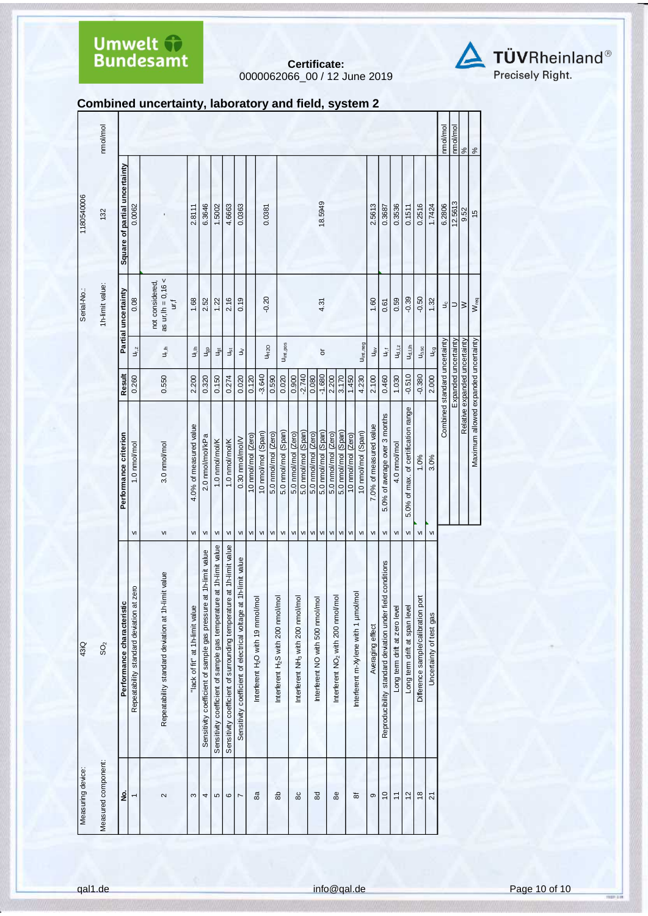**Certificate:**
0000062066_00 / 12 June 2019

## Combined uncertainty, laboratory and field, system 2

| | | | | |
|---|---|---|---|---|
| Measuring device: | 43iQ | Serial-No.: | 1180540006 | |
| Measured component: | $SO_2$ | 1h-limit value: | 132 | nmol/mol |

| No. | Performance characteristic | | Performance criterion | Result | Partial uncertainty | | Square of partial uncertainty |
|---|---|---|---|---|---|---|---|
| 1 | Repeatability standard deviation at zero | ≤ | 1.0 nmol/mol | 0.260 | $u_{r,z}$ | 0.08 | 0.0062 |
| 2 | Repeatability standard deviation at 1h-limit value | ≤ | 3.0 nmol/mol | 0.550 | $u_{r,lh}$ | not considered, as ur,lh = 0,16 < ur,f | - |
| 3 | "lack of fit" at 1h-limit value | ≤ | 4.0% of measured value | 2.200 | $u_{l,lh}$ | 1.68 | 2.8111 |
| 4 | Sensitivity coefficient of sample gas pressure at 1h-limit value | ≤ | 2.0 nmol/mol/kPa | 0.320 | $u_{gp}$ | 2.52 | 6.3646 |
| 5 | Sensitivity coefficient of sample gas temperature at 1h-limit value | ≤ | 1.0 nmol/mol/K | 0.150 | $u_{gt}$ | 1.22 | 1.5002 |
| 6 | Sensitivity coefficient of surrounding temperature at 1h-limit value | ≤ | 1.0 nmol/mol/K | 0.274 | $u_{st}$ | 2.16 | 4.6663 |
| 7 | Sensitivity coefficient of electrical voltage at 1h-limit value | ≤ | 0.30 nmol/mol/V | 0.020 | $u_V$ | 0.19 | 0.0363 |
| 8a | Interferent $H_2O$ with 19 mmol/mol | ≤ | 10 nmol/mol (Zero) | 0.120 | $u_{H2O}$ | -0.20 | 0.0381 |
| | | ≤ | 10 nmol/mol (Span) | -3.640 | | | |
| 8b | Interferent $H_2S$ with 200 nmol/mol | ≤ | 5.0 nmol/mol (Zero) | 0.590 | $u_{int,pos}$ | 4.31 | 18.5949 |
| | | ≤ | 5.0 nmol/mol (Span) | 0.020 | | | |
| 8c | Interferent $NH_3$ with 200 nmol/mol | ≤ | 5.0 nmol/mol (Zero) | 0.900 | | | |
| | | ≤ | 5.0 nmol/mol (Span) | -2.740 | | | |
| 8d | Interferent NO with 500 nmol/mol | ≤ | 5.0 nmol/mol (Zero) | 0.080 | or | | |
| | | ≤ | 5.0 nmol/mol (Span) | -1.680 | | | |
| 8e | Interferent $NO_2$ with 200 nmol/mol | ≤ | 5.0 nmol/mol (Zero) | 2.200 | | | |
| | | ≤ | 5.0 nmol/mol (Span) | 3.170 | | | |
| 8f | Interferent m-xylene with 1 µmol/mol | ≤ | 10 nmol/mol (Zero) | 1.450 | $u_{int,neg}$ | | |
| | | ≤ | 10 nmol/mol (Span) | 4.230 | | | |
| 9 | Averaging effect | ≤ | 7.0% of measured value | 2.100 | $u_{av}$ | 1.60 | 2.5613 |
| 10 | Reproducibility standard deviation under field conditions | ≤ | 5.0% of average over 3 months | 0.460 | $u_{r,f}$ | 0.61 | 0.3687 |
| 11 | Long term drift at zero level | ≤ | 4.0 nmol/mol | 1.030 | $u_{d,l,z}$ | 0.59 | 0.3536 |
| 12 | Long term drift at span level | ≤ | 5.0% of max. of certification range | -0.510 | $u_{d,l,lh}$ | -0.39 | 0.1511 |
| 18 | Difference sample/calibration port | ≤ | 1.0% | -0.380 | $u_{\Delta sc}$ | -0.50 | 0.2516 |
| 21 | Uncertainty of test gas | ≤ | 3.0% | 2.000 | $u_{cg}$ | 1.32 | 1.7424 |

| | | | |
|---|---|---|---|
| Combined standard uncertainty | $u_c$ | 6.2806 | nmol/mol |
| Expanded uncertainty | U | 12.5613 | nmol/mol |
| Relative expanded uncertainty | W | 9.52 | % |
| Maximum allowed expanded uncertainty | $W_{req}$ | 15 | % |

qal1.de info@qal.de